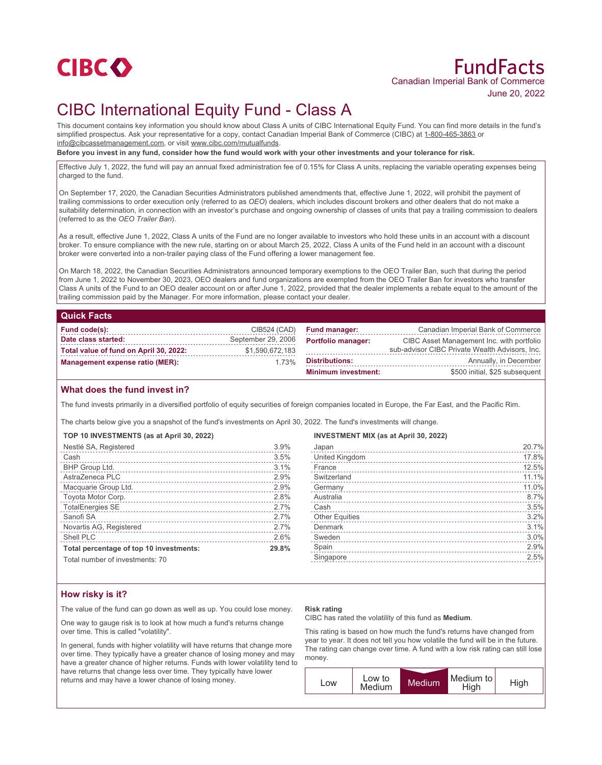CIBC

# FundFacts

Canadian Imperial Bank of Commerce

June 20, 2022

# CIBC International Equity Fund - Class A

This document contains key information you should know about Class A units of CIBC International Equity Fund. You can find more details in the fund's simplified prospectus. Ask your representative for a copy, contact Canadian Imperial Bank of Commerce (CIBC) at 1-800-465-3863 or info@cibcassetmanagement.com, or visit www.cibc.com/mutualfunds.

**Before you invest in any fund, consider how the fund would work with your other investments and your tolerance for risk.**

Effective July 1, 2022, the fund will pay an annual fixed administration fee of 0.15% for Class A units, replacing the variable operating expenses being charged to the fund.

On September 17, 2020, the Canadian Securities Administrators published amendments that, effective June 1, 2022, will prohibit the payment of trailing commissions to order execution only (referred to as *OEO*) dealers, which includes discount brokers and other dealers that do not make a suitability determination, in connection with an investor's purchase and ongoing ownership of classes of units that pay a trailing commission to dealers (referred to as the *OEO Trailer Ban*).

As a result, effective June 1, 2022, Class A units of the Fund are no longer available to investors who hold these units in an account with a discount broker. To ensure compliance with the new rule, starting on or about March 25, 2022, Class A units of the Fund held in an account with a discount broker were converted into a non-trailer paying class of the Fund offering a lower management fee.

On March 18, 2022, the Canadian Securities Administrators announced temporary exemptions to the OEO Trailer Ban, such that during the period from June 1, 2022 to November 30, 2023, OEO dealers and fund organizations are exempted from the OEO Trailer Ban for investors who transfer Class A units of the Fund to an OEO dealer account on or after June 1, 2022, provided that the dealer implements a rebate equal to the amount of the trailing commission paid by the Manager. For more information, please contact your dealer.

## Quick Facts

| | |
|---|---|
| **Fund code(s):** | CIB524 (CAD) |
| **Date class started:** | September 29, 2006 |
| **Total value of fund on April 30, 2022:** | $1,590,672,183 |
| **Management expense ratio (MER):** | 1.73% |
| **Fund manager:** | Canadian Imperial Bank of Commerce |
| **Portfolio manager:** | CIBC Asset Management Inc. with portfolio sub-advisor CIBC Private Wealth Advisors, Inc. |
| **Distributions:** | Annually, in December |
| **Minimum investment:** | $500 initial, $25 subsequent |

## What does the fund invest in?

The fund invests primarily in a diversified portfolio of equity securities of foreign companies located in Europe, the Far East, and the Pacific Rim.

The charts below give you a snapshot of the fund's investments on April 30, 2022. The fund's investments will change.

**TOP 10 INVESTMENTS (as at April 30, 2022)**

| | |
|---|---|
| Nestlé SA, Registered | 3.9% |
| Cash | 3.5% |
| BHP Group Ltd. | 3.1% |
| AstraZeneca PLC | 2.9% |
| Macquarie Group Ltd. | 2.9% |
| Toyota Motor Corp. | 2.8% |
| TotalEnergies SE | 2.7% |
| Sanofi SA | 2.7% |
| Novartis AG, Registered | 2.7% |
| Shell PLC | 2.6% |
| **Total percentage of top 10 investments:** | **29.8%** |

Total number of investments: 70

**INVESTMENT MIX (as at April 30, 2022)**

| | |
|---|---|
| Japan | 20.7% |
| United Kingdom | 17.8% |
| France | 12.5% |
| Switzerland | 11.1% |
| Germany | 11.0% |
| Australia | 8.7% |
| Cash | 3.5% |
| Other Equities | 3.2% |
| Denmark | 3.1% |
| Sweden | 3.0% |
| Spain | 2.9% |
| Singapore | 2.5% |

## How risky is it?

The value of the fund can go down as well as up. You could lose money.

One way to gauge risk is to look at how much a fund's returns change over time. This is called "volatility".

In general, funds with higher volatility will have returns that change more over time. They typically have a greater chance of losing money and may have a greater chance of higher returns. Funds with lower volatility tend to have returns that change less over time. They typically have lower returns and may have a lower chance of losing money.

**Risk rating**

CIBC has rated the volatility of this fund as **Medium**.

This rating is based on how much the fund's returns have changed from year to year. It does not tell you how volatile the fund will be in the future. The rating can change over time. A fund with a low risk rating can still lose money.

| Low | Low to Medium | **Medium** | Medium to High | High |
|---|---|---|---|---|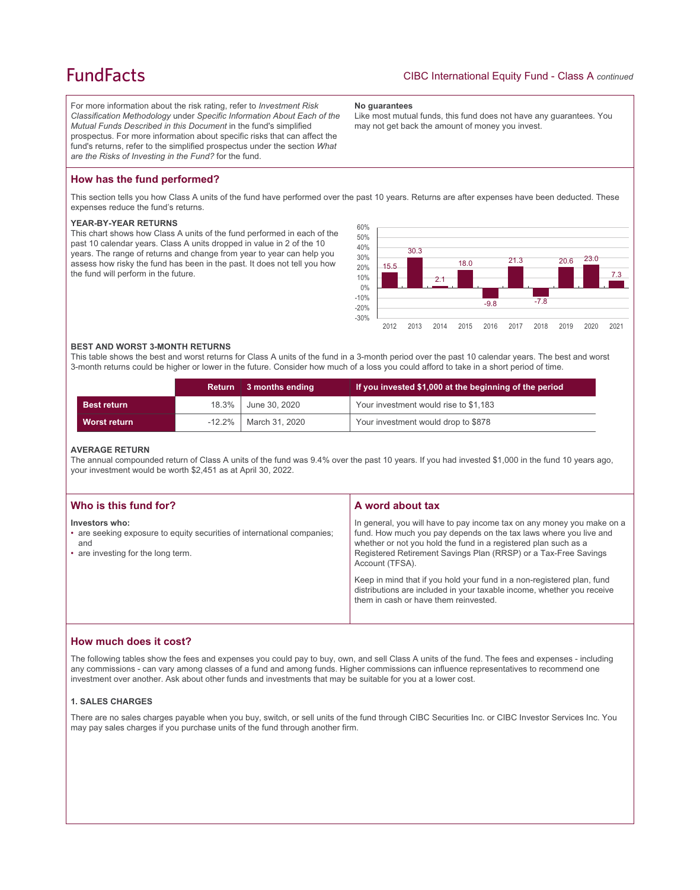For more information about the risk rating, refer to *Investment Risk Classification Methodology* under *Specific Information About Each of the Mutual Funds Described in this Document* in the fund's simplified prospectus. For more information about specific risks that can affect the fund's returns, refer to the simplified prospectus under the section *What are the Risks of Investing in the Fund?* for the fund.

**No guarantees**

Like most mutual funds, this fund does not have any guarantees. You may not get back the amount of money you invest.

## How has the fund performed?

This section tells you how Class A units of the fund have performed over the past 10 years. Returns are after expenses have been deducted. These expenses reduce the fund's returns.

### YEAR-BY-YEAR RETURNS

This chart shows how Class A units of the fund performed in each of the past 10 calendar years. Class A units dropped in value in 2 of the 10 years. The range of returns and change from year to year can help you assess how risky the fund has been in the past. It does not tell you how the fund will perform in the future.

| Year | 2012 | 2013 | 2014 | 2015 | 2016 | 2017 | 2018 | 2019 | 2020 | 2021 |
|---|---|---|---|---|---|---|---|---|---|---|
| Return (%) | 15.5 | 30.3 | 2.1 | 18.0 | -9.8 | 21.3 | -7.8 | 20.6 | 23.0 | 7.3 |

### BEST AND WORST 3-MONTH RETURNS

This table shows the best and worst returns for Class A units of the fund in a 3-month period over the past 10 calendar years. The best and worst 3-month returns could be higher or lower in the future. Consider how much of a loss you could afford to take in a short period of time.

| | Return | 3 months ending | If you invested $1,000 at the beginning of the period |
|---|---|---|---|
| **Best return** | 18.3% | June 30, 2020 | Your investment would rise to $1,183 |
| **Worst return** | -12.2% | March 31, 2020 | Your investment would drop to $878 |

### AVERAGE RETURN

The annual compounded return of Class A units of the fund was 9.4% over the past 10 years. If you had invested $1,000 in the fund 10 years ago, your investment would be worth $2,451 as at April 30, 2022.

## Who is this fund for?

**Investors who:**

- are seeking exposure to equity securities of international companies; and
- are investing for the long term.

## A word about tax

In general, you will have to pay income tax on any money you make on a fund. How much you pay depends on the tax laws where you live and whether or not you hold the fund in a registered plan such as a Registered Retirement Savings Plan (RRSP) or a Tax-Free Savings Account (TFSA).

Keep in mind that if you hold your fund in a non-registered plan, fund distributions are included in your taxable income, whether you receive them in cash or have them reinvested.

## How much does it cost?

The following tables show the fees and expenses you could pay to buy, own, and sell Class A units of the fund. The fees and expenses - including any commissions - can vary among classes of a fund and among funds. Higher commissions can influence representatives to recommend one investment over another. Ask about other funds and investments that may be suitable for you at a lower cost.

### 1. SALES CHARGES

There are no sales charges payable when you buy, switch, or sell units of the fund through CIBC Securities Inc. or CIBC Investor Services Inc. You may pay sales charges if you purchase units of the fund through another firm.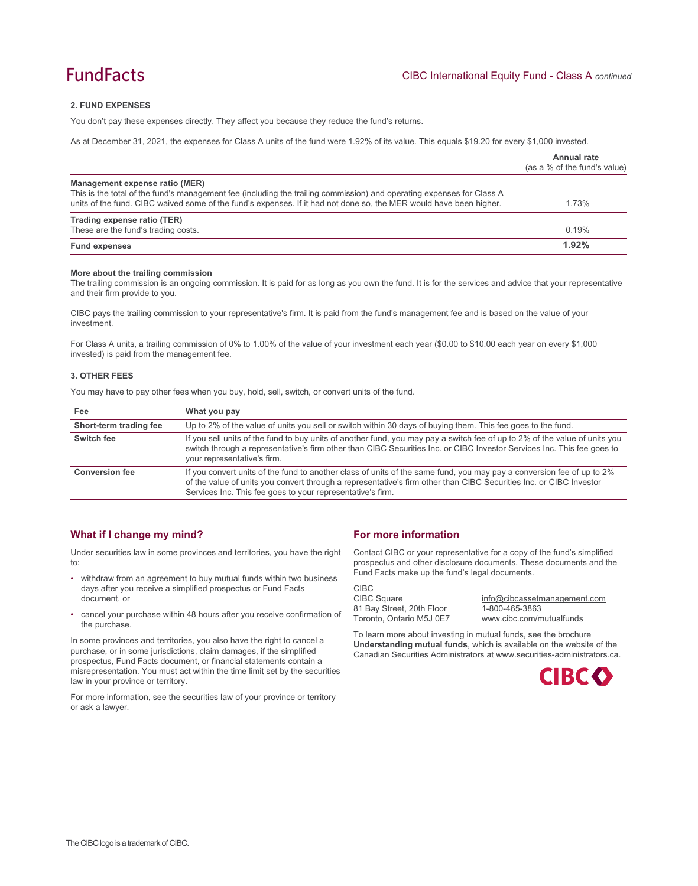## 2. FUND EXPENSES

You don't pay these expenses directly. They affect you because they reduce the fund's returns.

As at December 31, 2021, the expenses for Class A units of the fund were 1.92% of its value. This equals $19.20 for every $1,000 invested.

| | Annual rate (as a % of the fund's value) |
|---|---|
| **Management expense ratio (MER)** This is the total of the fund's management fee (including the trailing commission) and operating expenses for Class A units of the fund. CIBC waived some of the fund's expenses. If it had not done so, the MER would have been higher. | 1.73% |
| **Trading expense ratio (TER)** These are the fund's trading costs. | 0.19% |
| **Fund expenses** | **1.92%** |

**More about the trailing commission**

The trailing commission is an ongoing commission. It is paid for as long as you own the fund. It is for the services and advice that your representative and their firm provide to you.

CIBC pays the trailing commission to your representative's firm. It is paid from the fund's management fee and is based on the value of your investment.

For Class A units, a trailing commission of 0% to 1.00% of the value of your investment each year ($0.00 to $10.00 each year on every $1,000 invested) is paid from the management fee.

## 3. OTHER FEES

You may have to pay other fees when you buy, hold, sell, switch, or convert units of the fund.

| Fee | What you pay |
|---|---|
| **Short-term trading fee** | Up to 2% of the value of units you sell or switch within 30 days of buying them. This fee goes to the fund. |
| **Switch fee** | If you sell units of the fund to buy units of another fund, you may pay a switch fee of up to 2% of the value of units you switch through a representative's firm other than CIBC Securities Inc. or CIBC Investor Services Inc. This fee goes to your representative's firm. |
| **Conversion fee** | If you convert units of the fund to another class of units of the same fund, you may pay a conversion fee of up to 2% of the value of units you convert through a representative's firm other than CIBC Securities Inc. or CIBC Investor Services Inc. This fee goes to your representative's firm. |

## What if I change my mind?

Under securities law in some provinces and territories, you have the right to:

- withdraw from an agreement to buy mutual funds within two business days after you receive a simplified prospectus or Fund Facts document, or
- cancel your purchase within 48 hours after you receive confirmation of the purchase.

In some provinces and territories, you also have the right to cancel a purchase, or in some jurisdictions, claim damages, if the simplified prospectus, Fund Facts document, or financial statements contain a misrepresentation. You must act within the time limit set by the securities law in your province or territory.

For more information, see the securities law of your province or territory or ask a lawyer.

## For more information

Contact CIBC or your representative for a copy of the fund's simplified prospectus and other disclosure documents. These documents and the Fund Facts make up the fund's legal documents.

CIBC
CIBC Square
81 Bay Street, 20th Floor
Toronto, Ontario M5J 0E7

info@cibcassetmanagement.com
1-800-465-3863
www.cibc.com/mutualfunds

To learn more about investing in mutual funds, see the brochure **Understanding mutual funds**, which is available on the website of the Canadian Securities Administrators at www.securities-administrators.ca.

The CIBC logo is a trademark of CIBC.